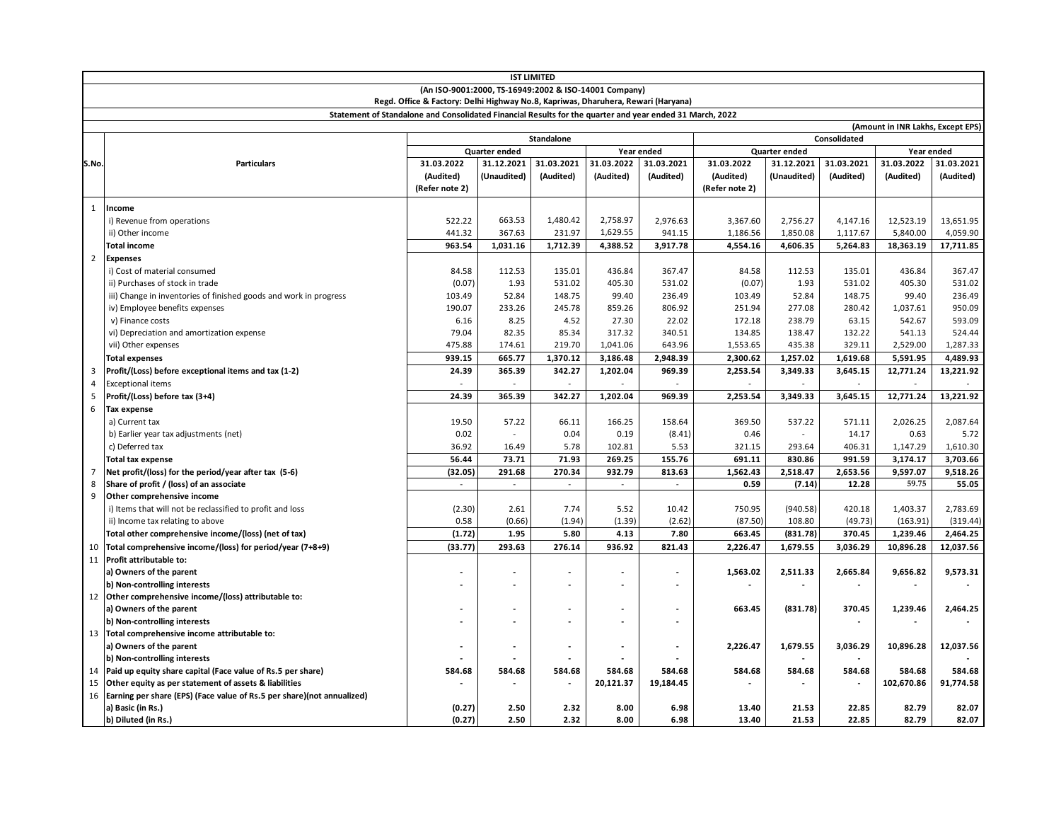**IST LIMITED**

**(An ISO-9001:2000, TS-16949:2002 & ISO-14001 Company)**

**Regd. Office & Factory: Delhi Highway No.8, Kapriwas, Dharuhera, Rewari (Haryana)**

**Statement of Standalone and Consolidated Financial Results for the quarter and year ended 31 March, 2022**

**(Amount in INR Lakhs, Except EPS)**

| S.No. | Particulars | Standalone | | | | | Consolidated | | | | |
|---|---|---|---|---|---|---|---|---|---|---|---|
| | | Quarter ended | | | Year ended | | Quarter ended | | | Year ended | |
| | | 31.03.2022 (Audited) (Refer note 2) | 31.12.2021 (Unaudited) | 31.03.2021 (Audited) | 31.03.2022 (Audited) | 31.03.2021 (Audited) | 31.03.2022 (Audited) (Refer note 2) | 31.12.2021 (Unaudited) | 31.03.2021 (Audited) | 31.03.2022 (Audited) | 31.03.2021 (Audited) |
| 1 | **Income** | | | | | | | | | | |
| | i) Revenue from operations | 522.22 | 663.53 | 1,480.42 | 2,758.97 | 2,976.63 | 3,367.60 | 2,756.27 | 4,147.16 | 12,523.19 | 13,651.95 |
| | ii) Other income | 441.32 | 367.63 | 231.97 | 1,629.55 | 941.15 | 1,186.56 | 1,850.08 | 1,117.67 | 5,840.00 | 4,059.90 |
| | **Total income** | **963.54** | **1,031.16** | **1,712.39** | **4,388.52** | **3,917.78** | **4,554.16** | **4,606.35** | **5,264.83** | **18,363.19** | **17,711.85** |
| 2 | **Expenses** | | | | | | | | | | |
| | i) Cost of material consumed | 84.58 | 112.53 | 135.01 | 436.84 | 367.47 | 84.58 | 112.53 | 135.01 | 436.84 | 367.47 |
| | ii) Purchases of stock in trade | (0.07) | 1.93 | 531.02 | 405.30 | 531.02 | (0.07) | 1.93 | 531.02 | 405.30 | 531.02 |
| | iii) Change in inventories of finished goods and work in progress | 103.49 | 52.84 | 148.75 | 99.40 | 236.49 | 103.49 | 52.84 | 148.75 | 99.40 | 236.49 |
| | iv) Employee benefits expenses | 190.07 | 233.26 | 245.78 | 859.26 | 806.92 | 251.94 | 277.08 | 280.42 | 1,037.61 | 950.09 |
| | v) Finance costs | 6.16 | 8.25 | 4.52 | 27.30 | 22.02 | 172.18 | 238.79 | 63.15 | 542.67 | 593.09 |
| | vi) Depreciation and amortization expense | 79.04 | 82.35 | 85.34 | 317.32 | 340.51 | 134.85 | 138.47 | 132.22 | 541.13 | 524.44 |
| | vii) Other expenses | 475.88 | 174.61 | 219.70 | 1,041.06 | 643.96 | 1,553.65 | 435.38 | 329.11 | 2,529.00 | 1,287.33 |
| | **Total expenses** | **939.15** | **665.77** | **1,370.12** | **3,186.48** | **2,948.39** | **2,300.62** | **1,257.02** | **1,619.68** | **5,591.95** | **4,489.93** |
| 3 | **Profit/(Loss) before exceptional items and tax (1-2)** | **24.39** | **365.39** | **342.27** | **1,202.04** | **969.39** | **2,253.54** | **3,349.33** | **3,645.15** | **12,771.24** | **13,221.92** |
| 4 | Exceptional items | - | - | - | - | - | - | - | - | - | - |
| 5 | **Profit/(Loss) before tax (3+4)** | **24.39** | **365.39** | **342.27** | **1,202.04** | **969.39** | **2,253.54** | **3,349.33** | **3,645.15** | **12,771.24** | **13,221.92** |
| 6 | **Tax expense** | | | | | | | | | | |
| | a) Current tax | 19.50 | 57.22 | 66.11 | 166.25 | 158.64 | 369.50 | 537.22 | 571.11 | 2,026.25 | 2,087.64 |
| | b) Earlier year tax adjustments (net) | 0.02 | - | 0.04 | 0.19 | (8.41) | 0.46 | - | 14.17 | 0.63 | 5.72 |
| | c) Deferred tax | 36.92 | 16.49 | 5.78 | 102.81 | 5.53 | 321.15 | 293.64 | 406.31 | 1,147.29 | 1,610.30 |
| | **Total tax expense** | **56.44** | **73.71** | **71.93** | **269.25** | **155.76** | **691.11** | **830.86** | **991.59** | **3,174.17** | **3,703.66** |
| 7 | **Net profit/(loss) for the period/year after tax (5-6)** | **(32.05)** | **291.68** | **270.34** | **932.79** | **813.63** | **1,562.43** | **2,518.47** | **2,653.56** | **9,597.07** | **9,518.26** |
| 8 | **Share of profit / (loss) of an associate** | - | - | - | - | - | **0.59** | **(7.14)** | **12.28** | 59.75 | 55.05 |
| 9 | **Other comprehensive income** | | | | | | | | | | |
| | i) Items that will not be reclassified to profit and loss | (2.30) | 2.61 | 7.74 | 5.52 | 10.42 | 750.95 | (940.58) | 420.18 | 1,403.37 | 2,783.69 |
| | ii) Income tax relating to above | 0.58 | (0.66) | (1.94) | (1.39) | (2.62) | (87.50) | 108.80 | (49.73) | (163.91) | (319.44) |
| | **Total other comprehensive income/(loss) (net of tax)** | **(1.72)** | **1.95** | **5.80** | **4.13** | **7.80** | **663.45** | **(831.78)** | **370.45** | **1,239.46** | **2,464.25** |
| 10 | **Total comprehensive income/(loss) for period/year (7+8+9)** | **(33.77)** | **293.63** | **276.14** | **936.92** | **821.43** | **2,226.47** | **1,679.55** | **3,036.29** | **10,896.28** | **12,037.56** |
| 11 | **Profit attributable to:** | | | | | | | | | | |
| | **a) Owners of the parent** | - | - | - | - | - | **1,563.02** | **2,511.33** | **2,665.84** | **9,656.82** | **9,573.31** |
| | **b) Non-controlling interests** | - | - | - | - | - | - | - | - | - | - |
| 12 | **Other comprehensive income/(loss) attributable to:** | | | | | | | | | | |
| | **a) Owners of the parent** | - | - | - | - | - | **663.45** | **(831.78)** | **370.45** | **1,239.46** | **2,464.25** |
| | **b) Non-controlling interests** | - | - | - | - | - | | | - | - | - |
| 13 | **Total comprehensive income attributable to:** | | | | | | | | | | |
| | **a) Owners of the parent** | - | - | - | - | - | **2,226.47** | **1,679.55** | **3,036.29** | **10,896.28** | **12,037.56** |
| | **b) Non-controlling interests** | - | - | - | - | - | | - | - | | - |
| 14 | **Paid up equity share capital (Face value of Rs.5 per share)** | **584.68** | **584.68** | **584.68** | **584.68** | **584.68** | **584.68** | **584.68** | **584.68** | **584.68** | **584.68** |
| 15 | **Other equity as per statement of assets & liabilities** | - | - | - | **20,121.37** | **19,184.45** | - | - | - | **102,670.86** | **91,774.58** |
| 16 | **Earning per share (EPS) (Face value of Rs.5 per share)(not annualized)** | | | | | | | | | | |
| | **a) Basic (in Rs.)** | **(0.27)** | **2.50** | **2.32** | **8.00** | **6.98** | **13.40** | **21.53** | **22.85** | **82.79** | **82.07** |
| | **b) Diluted (in Rs.)** | **(0.27)** | **2.50** | **2.32** | **8.00** | **6.98** | **13.40** | **21.53** | **22.85** | **82.79** | **82.07** |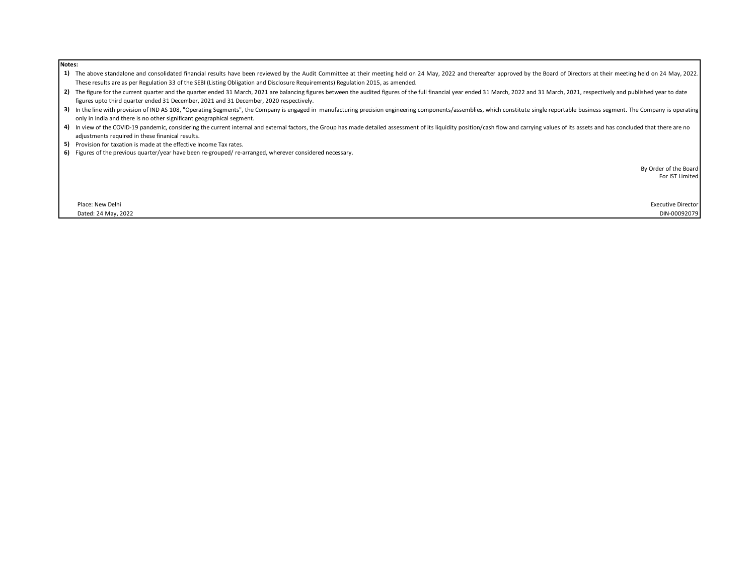**Notes:**

1) The above standalone and consolidated financial results have been reviewed by the Audit Committee at their meeting held on 24 May, 2022 and thereafter approved by the Board of Directors at their meeting held on 24 May, 2022. These results are as per Regulation 33 of the SEBI (Listing Obligation and Disclosure Requirements) Regulation 2015, as amended.
2) The figure for the current quarter and the quarter ended 31 March, 2021 are balancing figures between the audited figures of the full financial year ended 31 March, 2022 and 31 March, 2021, respectively and published year to date figures upto third quarter ended 31 December, 2021 and 31 December, 2020 respectively.
3) In the line with provision of IND AS 108, "Operating Segments", the Company is engaged in manufacturing precision engineering components/assemblies, which constitute single reportable business segment. The Company is operating only in India and there is no other significant geographical segment.
4) In view of the COVID-19 pandemic, considering the current internal and external factors, the Group has made detailed assessment of its liquidity position/cash flow and carrying values of its assets and has concluded that there are no adjustments required in these finanical results.
5) Provision for taxation is made at the effective Income Tax rates.
6) Figures of the previous quarter/year have been re-grouped/ re-arranged, wherever considered necessary.

By Order of the Board
For IST Limited

Place: New Delhi
Dated: 24 May, 2022

Executive Director
DIN-00092079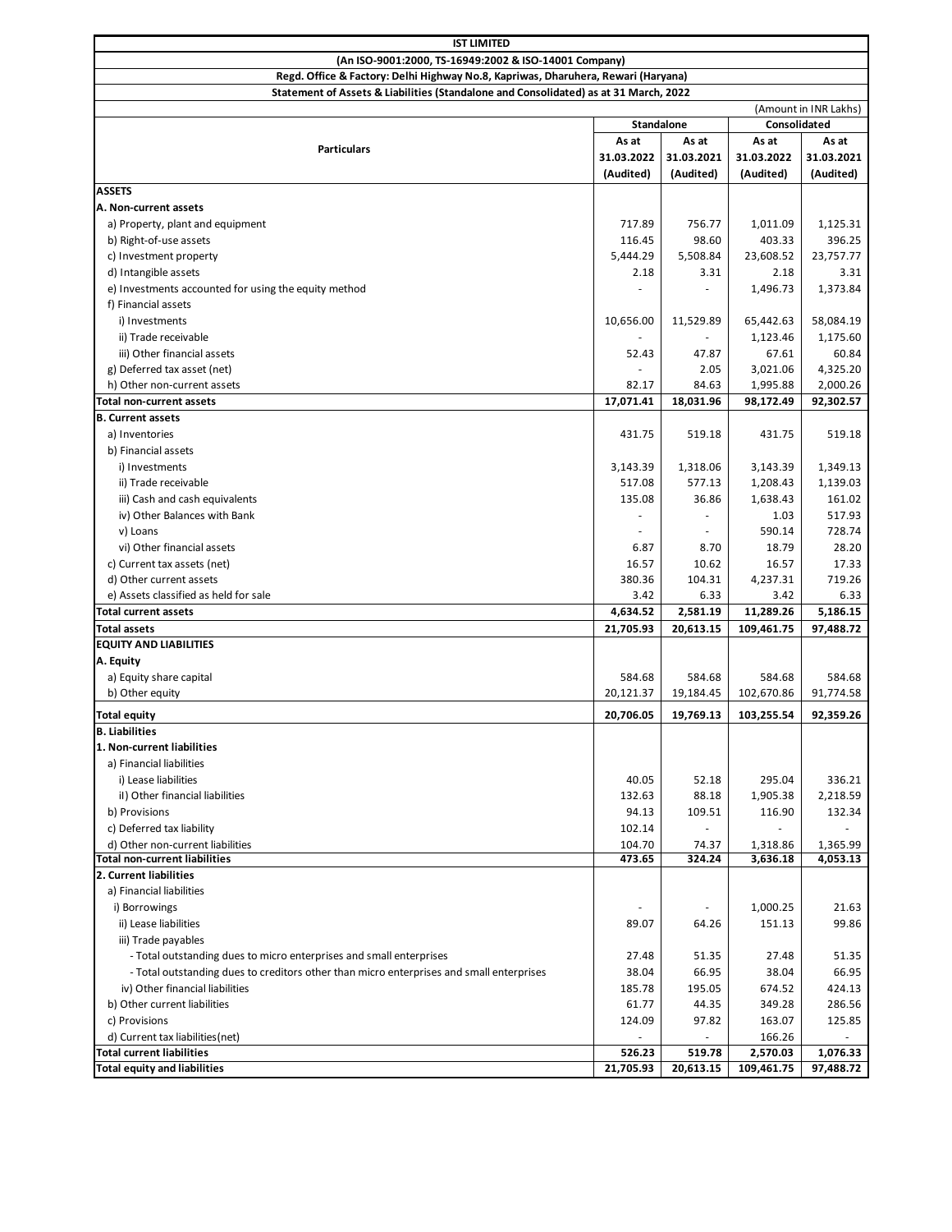# IST LIMITED

**(An ISO-9001:2000, TS-16949:2002 & ISO-14001 Company)**

**Regd. Office & Factory: Delhi Highway No.8, Kapriwas, Dharuhera, Rewari (Haryana)**

**Statement of Assets & Liabilities (Standalone and Consolidated) as at 31 March, 2022**

(Amount in INR Lakhs)

| Particulars | Standalone | | Consolidated | |
|---|---|---|---|---|
| | As at 31.03.2022 (Audited) | As at 31.03.2021 (Audited) | As at 31.03.2022 (Audited) | As at 31.03.2021 (Audited) |
| **ASSETS** | | | | |
| **A. Non-current assets** | | | | |
| a) Property, plant and equipment | 717.89 | 756.77 | 1,011.09 | 1,125.31 |
| b) Right-of-use assets | 116.45 | 98.60 | 403.33 | 396.25 |
| c) Investment property | 5,444.29 | 5,508.84 | 23,608.52 | 23,757.77 |
| d) Intangible assets | 2.18 | 3.31 | 2.18 | 3.31 |
| e) Investments accounted for using the equity method | - | - | 1,496.73 | 1,373.84 |
| f) Financial assets | | | | |
| i) Investments | 10,656.00 | 11,529.89 | 65,442.63 | 58,084.19 |
| ii) Trade receivable | - | - | 1,123.46 | 1,175.60 |
| iii) Other financial assets | 52.43 | 47.87 | 67.61 | 60.84 |
| g) Deferred tax asset (net) | - | 2.05 | 3,021.06 | 4,325.20 |
| h) Other non-current assets | 82.17 | 84.63 | 1,995.88 | 2,000.26 |
| **Total non-current assets** | **17,071.41** | **18,031.96** | **98,172.49** | **92,302.57** |
| **B. Current assets** | | | | |
| a) Inventories | 431.75 | 519.18 | 431.75 | 519.18 |
| b) Financial assets | | | | |
| i) Investments | 3,143.39 | 1,318.06 | 3,143.39 | 1,349.13 |
| ii) Trade receivable | 517.08 | 577.13 | 1,208.43 | 1,139.03 |
| iii) Cash and cash equivalents | 135.08 | 36.86 | 1,638.43 | 161.02 |
| iv) Other Balances with Bank | - | - | 1.03 | 517.93 |
| v) Loans | - | - | 590.14 | 728.74 |
| vi) Other financial assets | 6.87 | 8.70 | 18.79 | 28.20 |
| c) Current tax assets (net) | 16.57 | 10.62 | 16.57 | 17.33 |
| d) Other current assets | 380.36 | 104.31 | 4,237.31 | 719.26 |
| e) Assets classified as held for sale | 3.42 | 6.33 | 3.42 | 6.33 |
| **Total current assets** | **4,634.52** | **2,581.19** | **11,289.26** | **5,186.15** |
| **Total assets** | **21,705.93** | **20,613.15** | **109,461.75** | **97,488.72** |
| **EQUITY AND LIABILITIES** | | | | |
| **A. Equity** | | | | |
| a) Equity share capital | 584.68 | 584.68 | 584.68 | 584.68 |
| b) Other equity | 20,121.37 | 19,184.45 | 102,670.86 | 91,774.58 |
| **Total equity** | **20,706.05** | **19,769.13** | **103,255.54** | **92,359.26** |
| **B. Liabilities** | | | | |
| **1. Non-current liabilities** | | | | |
| a) Financial liabilities | | | | |
| i) Lease liabilities | 40.05 | 52.18 | 295.04 | 336.21 |
| iI) Other financial liabilities | 132.63 | 88.18 | 1,905.38 | 2,218.59 |
| b) Provisions | 94.13 | 109.51 | 116.90 | 132.34 |
| c) Deferred tax liability | 102.14 | - | - | - |
| d) Other non-current liabilities | 104.70 | 74.37 | 1,318.86 | 1,365.99 |
| **Total non-current liabilities** | **473.65** | **324.24** | **3,636.18** | **4,053.13** |
| **2. Current liabilities** | | | | |
| a) Financial liabilities | | | | |
| i) Borrowings | - | - | 1,000.25 | 21.63 |
| ii) Lease liabilities | 89.07 | 64.26 | 151.13 | 99.86 |
| iii) Trade payables | | | | |
| - Total outstanding dues to micro enterprises and small enterprises | 27.48 | 51.35 | 27.48 | 51.35 |
| - Total outstanding dues to creditors other than micro enterprises and small enterprises | 38.04 | 66.95 | 38.04 | 66.95 |
| iv) Other financial liabilities | 185.78 | 195.05 | 674.52 | 424.13 |
| b) Other current liabilities | 61.77 | 44.35 | 349.28 | 286.56 |
| c) Provisions | 124.09 | 97.82 | 163.07 | 125.85 |
| d) Current tax liabilities(net) | - | - | 166.26 | - |
| **Total current liabilities** | **526.23** | **519.78** | **2,570.03** | **1,076.33** |
| **Total equity and liabilities** | **21,705.93** | **20,613.15** | **109,461.75** | **97,488.72** |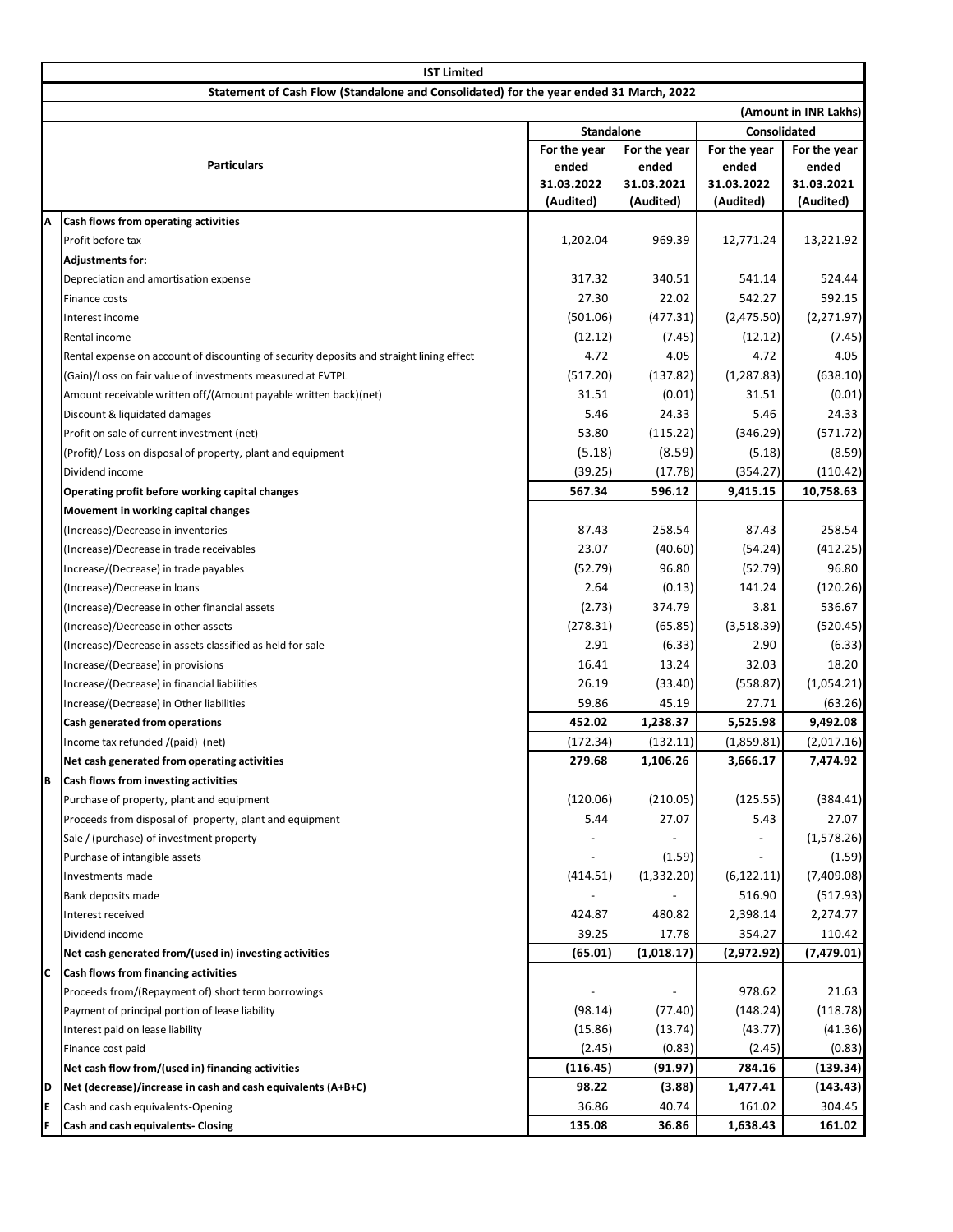# IST Limited

## Statement of Cash Flow (Standalone and Consolidated) for the year ended 31 March, 2022

(Amount in INR Lakhs)

| | Particulars | Standalone | | Consolidated | |
|---|---|---|---|---|---|
| | | For the year ended 31.03.2022 (Audited) | For the year ended 31.03.2021 (Audited) | For the year ended 31.03.2022 (Audited) | For the year ended 31.03.2021 (Audited) |
| **A** | **Cash flows from operating activities** | | | | |
| | Profit before tax | 1,202.04 | 969.39 | 12,771.24 | 13,221.92 |
| | **Adjustments for:** | | | | |
| | Depreciation and amortisation expense | 317.32 | 340.51 | 541.14 | 524.44 |
| | Finance costs | 27.30 | 22.02 | 542.27 | 592.15 |
| | Interest income | (501.06) | (477.31) | (2,475.50) | (2,271.97) |
| | Rental income | (12.12) | (7.45) | (12.12) | (7.45) |
| | Rental expense on account of discounting of security deposits and straight lining effect | 4.72 | 4.05 | 4.72 | 4.05 |
| | (Gain)/Loss on fair value of investments measured at FVTPL | (517.20) | (137.82) | (1,287.83) | (638.10) |
| | Amount receivable written off/(Amount payable written back)(net) | 31.51 | (0.01) | 31.51 | (0.01) |
| | Discount & liquidated damages | 5.46 | 24.33 | 5.46 | 24.33 |
| | Profit on sale of current investment (net) | 53.80 | (115.22) | (346.29) | (571.72) |
| | (Profit)/ Loss on disposal of property, plant and equipment | (5.18) | (8.59) | (5.18) | (8.59) |
| | Dividend income | (39.25) | (17.78) | (354.27) | (110.42) |
| | **Operating profit before working capital changes** | **567.34** | **596.12** | **9,415.15** | **10,758.63** |
| | **Movement in working capital changes** | | | | |
| | (Increase)/Decrease in inventories | 87.43 | 258.54 | 87.43 | 258.54 |
| | (Increase)/Decrease in trade receivables | 23.07 | (40.60) | (54.24) | (412.25) |
| | Increase/(Decrease) in trade payables | (52.79) | 96.80 | (52.79) | 96.80 |
| | (Increase)/Decrease in loans | 2.64 | (0.13) | 141.24 | (120.26) |
| | (Increase)/Decrease in other financial assets | (2.73) | 374.79 | 3.81 | 536.67 |
| | (Increase)/Decrease in other assets | (278.31) | (65.85) | (3,518.39) | (520.45) |
| | (Increase)/Decrease in assets classified as held for sale | 2.91 | (6.33) | 2.90 | (6.33) |
| | Increase/(Decrease) in provisions | 16.41 | 13.24 | 32.03 | 18.20 |
| | Increase/(Decrease) in financial liabilities | 26.19 | (33.40) | (558.87) | (1,054.21) |
| | Increase/(Decrease) in Other liabilities | 59.86 | 45.19 | 27.71 | (63.26) |
| | **Cash generated from operations** | **452.02** | **1,238.37** | **5,525.98** | **9,492.08** |
| | Income tax refunded /(paid) (net) | (172.34) | (132.11) | (1,859.81) | (2,017.16) |
| | **Net cash generated from operating activities** | **279.68** | **1,106.26** | **3,666.17** | **7,474.92** |
| **B** | **Cash flows from investing activities** | | | | |
| | Purchase of property, plant and equipment | (120.06) | (210.05) | (125.55) | (384.41) |
| | Proceeds from disposal of property, plant and equipment | 5.44 | 27.07 | 5.43 | 27.07 |
| | Sale / (purchase) of investment property | - | - | - | (1,578.26) |
| | Purchase of intangible assets | - | (1.59) | - | (1.59) |
| | Investments made | (414.51) | (1,332.20) | (6,122.11) | (7,409.08) |
| | Bank deposits made | - | - | 516.90 | (517.93) |
| | Interest received | 424.87 | 480.82 | 2,398.14 | 2,274.77 |
| | Dividend income | 39.25 | 17.78 | 354.27 | 110.42 |
| | **Net cash generated from/(used in) investing activities** | **(65.01)** | **(1,018.17)** | **(2,972.92)** | **(7,479.01)** |
| **C** | **Cash flows from financing activities** | | | | |
| | Proceeds from/(Repayment of) short term borrowings | - | - | 978.62 | 21.63 |
| | Payment of principal portion of lease liability | (98.14) | (77.40) | (148.24) | (118.78) |
| | Interest paid on lease liability | (15.86) | (13.74) | (43.77) | (41.36) |
| | Finance cost paid | (2.45) | (0.83) | (2.45) | (0.83) |
| | **Net cash flow from/(used in) financing activities** | **(116.45)** | **(91.97)** | **784.16** | **(139.34)** |
| **D** | **Net (decrease)/increase in cash and cash equivalents (A+B+C)** | **98.22** | **(3.88)** | **1,477.41** | **(143.43)** |
| **E** | Cash and cash equivalents-Opening | 36.86 | 40.74 | 161.02 | 304.45 |
| **F** | **Cash and cash equivalents- Closing** | **135.08** | **36.86** | **1,638.43** | **161.02** |